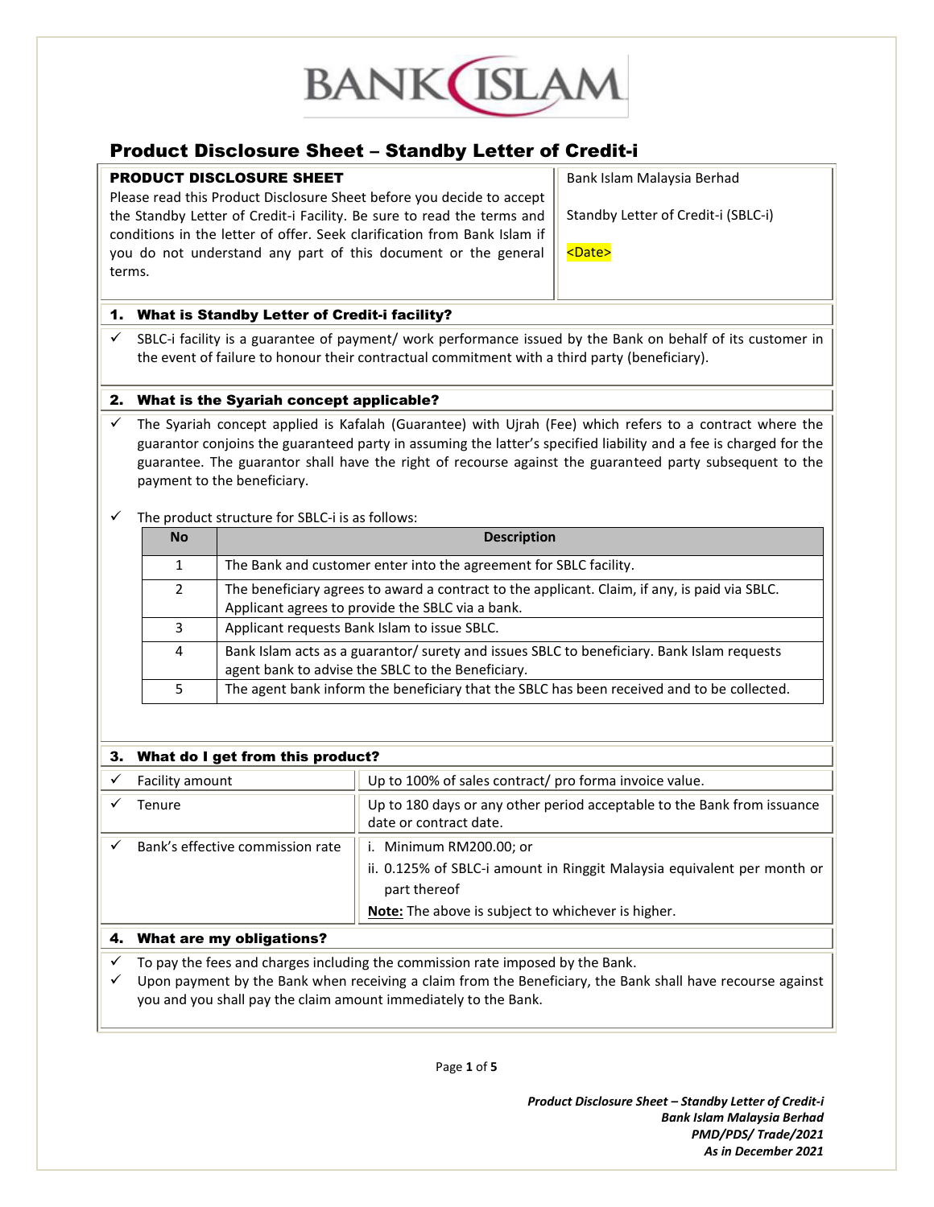BANK ISLAM

# Product Disclosure Sheet – Standby Letter of Credit-i

**PRODUCT DISCLOSURE SHEET**

Please read this Product Disclosure Sheet before you decide to accept the Standby Letter of Credit-i Facility. Be sure to read the terms and conditions in the letter of offer. Seek clarification from Bank Islam if you do not understand any part of this document or the general terms.

Bank Islam Malaysia Berhad

Standby Letter of Credit-i (SBLC-i)

<Date>

## 1. What is Standby Letter of Credit-i facility?

- ✓ SBLC-i facility is a guarantee of payment/ work performance issued by the Bank on behalf of its customer in the event of failure to honour their contractual commitment with a third party (beneficiary).

## 2. What is the Syariah concept applicable?

- ✓ The Syariah concept applied is Kafalah (Guarantee) with Ujrah (Fee) which refers to a contract where the guarantor conjoins the guaranteed party in assuming the latter's specified liability and a fee is charged for the guarantee. The guarantor shall have the right of recourse against the guaranteed party subsequent to the payment to the beneficiary.

- ✓ The product structure for SBLC-i is as follows:

| No | Description |
|---|---|
| 1 | The Bank and customer enter into the agreement for SBLC facility. |
| 2 | The beneficiary agrees to award a contract to the applicant. Claim, if any, is paid via SBLC. Applicant agrees to provide the SBLC via a bank. |
| 3 | Applicant requests Bank Islam to issue SBLC. |
| 4 | Bank Islam acts as a guarantor/ surety and issues SBLC to beneficiary. Bank Islam requests agent bank to advise the SBLC to the Beneficiary. |
| 5 | The agent bank inform the beneficiary that the SBLC has been received and to be collected. |

## 3. What do I get from this product?

| | |
|---|---|
| ✓ Facility amount | Up to 100% of sales contract/ pro forma invoice value. |
| ✓ Tenure | Up to 180 days or any other period acceptable to the Bank from issuance date or contract date. |
| ✓ Bank's effective commission rate | i. Minimum RM200.00; or<br>ii. 0.125% of SBLC-i amount in Ringgit Malaysia equivalent per month or part thereof<br>**Note:** The above is subject to whichever is higher. |

## 4. What are my obligations?

- ✓ To pay the fees and charges including the commission rate imposed by the Bank.
- ✓ Upon payment by the Bank when receiving a claim from the Beneficiary, the Bank shall have recourse against you and you shall pay the claim amount immediately to the Bank.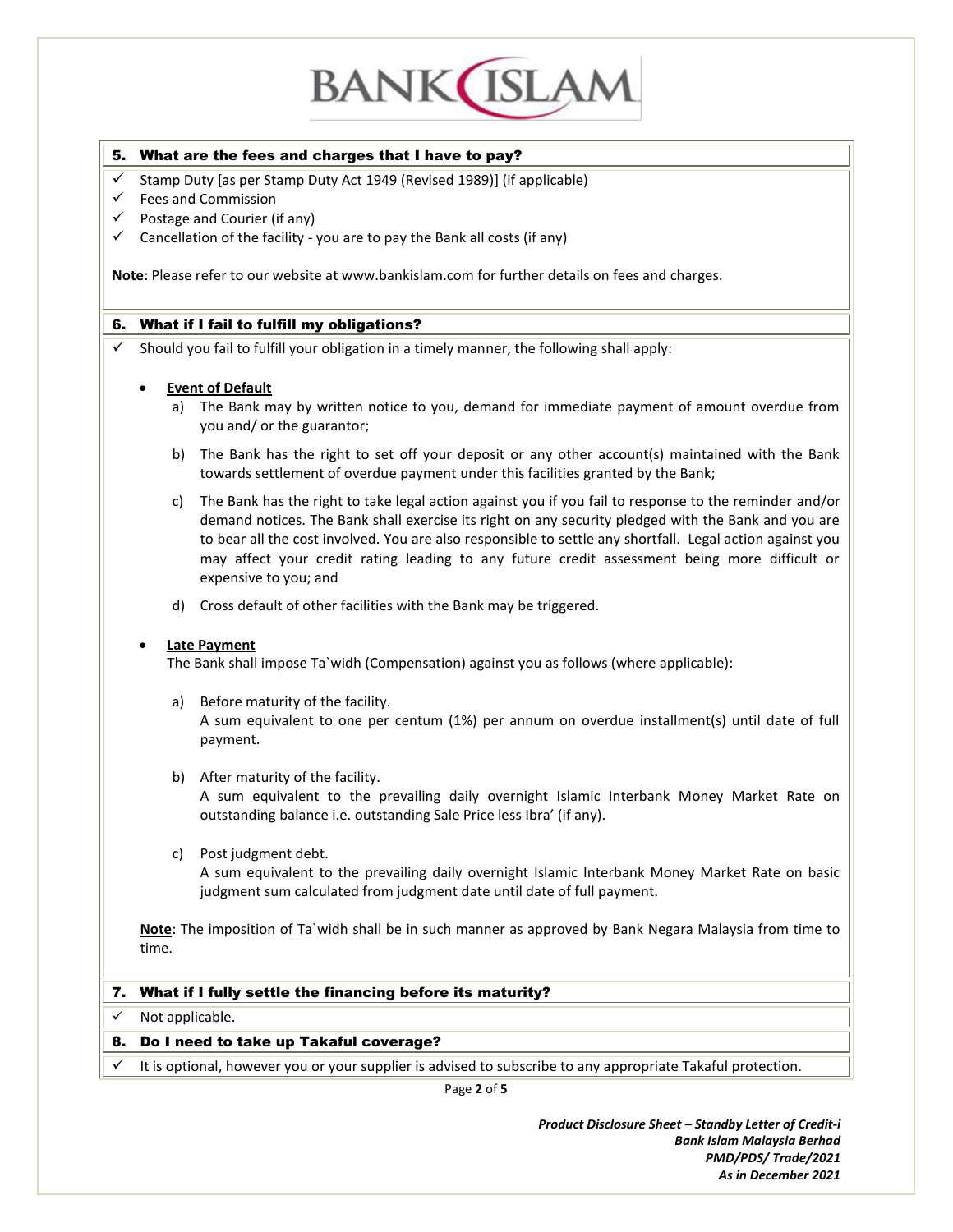## 5. What are the fees and charges that I have to pay?

- ✓ Stamp Duty [as per Stamp Duty Act 1949 (Revised 1989)] (if applicable)
- ✓ Fees and Commission
- ✓ Postage and Courier (if any)
- ✓ Cancellation of the facility - you are to pay the Bank all costs (if any)

**Note**: Please refer to our website at www.bankislam.com for further details on fees and charges.

## 6. What if I fail to fulfill my obligations?

✓ Should you fail to fulfill your obligation in a timely manner, the following shall apply:

- **Event of Default**
  - a) The Bank may by written notice to you, demand for immediate payment of amount overdue from you and/ or the guarantor;
  - b) The Bank has the right to set off your deposit or any other account(s) maintained with the Bank towards settlement of overdue payment under this facilities granted by the Bank;
  - c) The Bank has the right to take legal action against you if you fail to response to the reminder and/or demand notices. The Bank shall exercise its right on any security pledged with the Bank and you are to bear all the cost involved. You are also responsible to settle any shortfall. Legal action against you may affect your credit rating leading to any future credit assessment being more difficult or expensive to you; and
  - d) Cross default of other facilities with the Bank may be triggered.

- **Late Payment**

  The Bank shall impose Ta`widh (Compensation) against you as follows (where applicable):

  - a) Before maturity of the facility.
    A sum equivalent to one per centum (1%) per annum on overdue installment(s) until date of full payment.
  - b) After maturity of the facility.
    A sum equivalent to the prevailing daily overnight Islamic Interbank Money Market Rate on outstanding balance i.e. outstanding Sale Price less Ibra' (if any).
  - c) Post judgment debt.
    A sum equivalent to the prevailing daily overnight Islamic Interbank Money Market Rate on basic judgment sum calculated from judgment date until date of full payment.

  **Note**: The imposition of Ta`widh shall be in such manner as approved by Bank Negara Malaysia from time to time.

## 7. What if I fully settle the financing before its maturity?

✓ Not applicable.

## 8. Do I need to take up Takaful coverage?

✓ It is optional, however you or your supplier is advised to subscribe to any appropriate Takaful protection.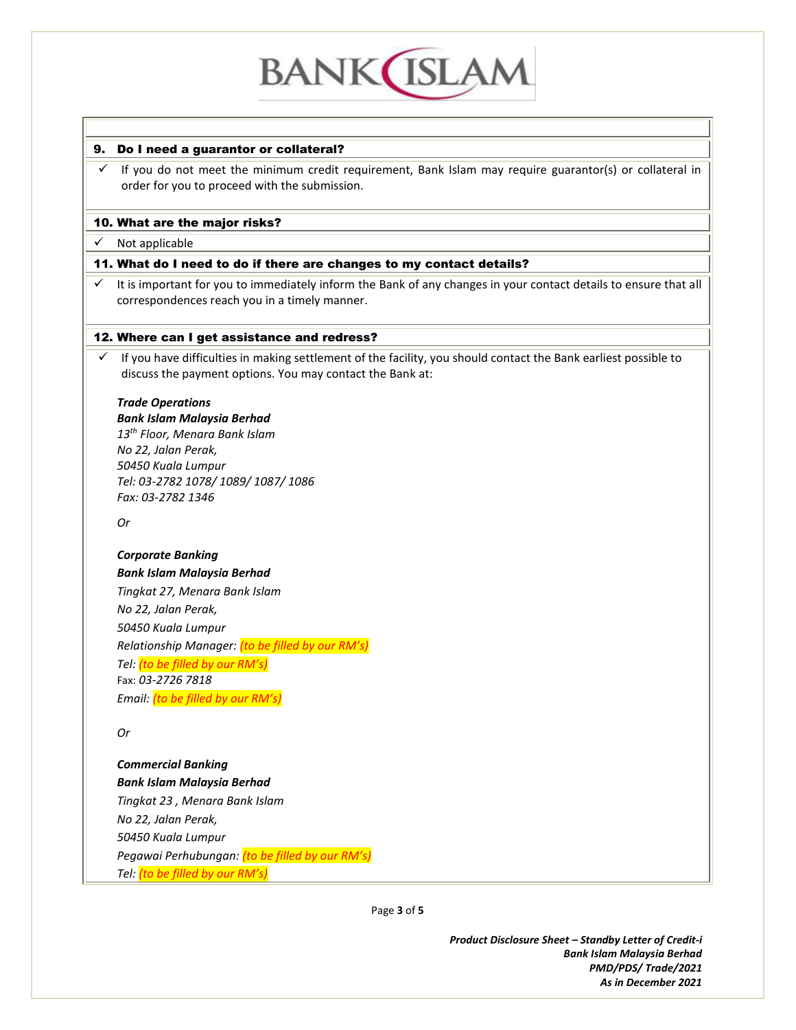## 9. Do I need a guarantor or collateral?

- ✓ If you do not meet the minimum credit requirement, Bank Islam may require guarantor(s) or collateral in order for you to proceed with the submission.

## 10. What are the major risks?

- ✓ Not applicable

## 11. What do I need to do if there are changes to my contact details?

- ✓ It is important for you to immediately inform the Bank of any changes in your contact details to ensure that all correspondences reach you in a timely manner.

## 12. Where can I get assistance and redress?

- ✓ If you have difficulties in making settlement of the facility, you should contact the Bank earliest possible to discuss the payment options. You may contact the Bank at:

***Trade Operations***
***Bank Islam Malaysia Berhad***
*13th Floor, Menara Bank Islam*
*No 22, Jalan Perak,*
*50450 Kuala Lumpur*
*Tel: 03-2782 1078/ 1089/ 1087/ 1086*
*Fax: 03-2782 1346*

*Or*

***Corporate Banking***
***Bank Islam Malaysia Berhad***
*Tingkat 27, Menara Bank Islam*
*No 22, Jalan Perak,*
*50450 Kuala Lumpur*
*Relationship Manager: (to be filled by our RM's)*
*Tel: (to be filled by our RM's)*
Fax: *03-2726 7818*
*Email: (to be filled by our RM's)*

*Or*

***Commercial Banking***
***Bank Islam Malaysia Berhad***
*Tingkat 23 , Menara Bank Islam*
*No 22, Jalan Perak,*
*50450 Kuala Lumpur*
*Pegawai Perhubungan: (to be filled by our RM's)*
*Tel: (to be filled by our RM's)*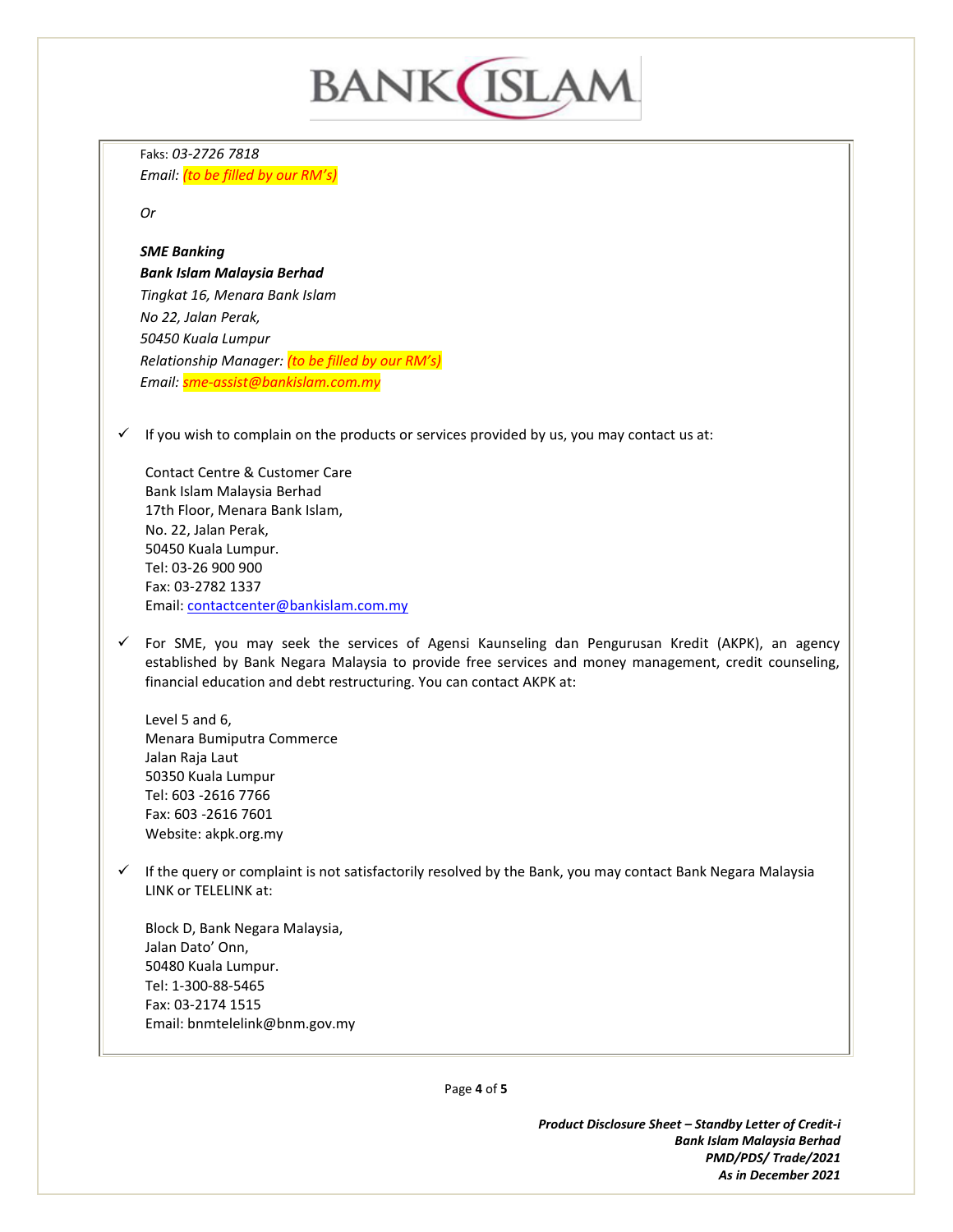Faks: *03-2726 7818*
*Email: (to be filled by our RM's)*

*Or*

***SME Banking***
***Bank Islam Malaysia Berhad***
*Tingkat 16, Menara Bank Islam*
*No 22, Jalan Perak,*
*50450 Kuala Lumpur*
*Relationship Manager: (to be filled by our RM's)*
*Email: sme-assist@bankislam.com.my*

- ✓ If you wish to complain on the products or services provided by us, you may contact us at:

  Contact Centre & Customer Care
  Bank Islam Malaysia Berhad
  17th Floor, Menara Bank Islam,
  No. 22, Jalan Perak,
  50450 Kuala Lumpur.
  Tel: 03-26 900 900
  Fax: 03-2782 1337
  Email: contactcenter@bankislam.com.my

- ✓ For SME, you may seek the services of Agensi Kaunseling dan Pengurusan Kredit (AKPK), an agency established by Bank Negara Malaysia to provide free services and money management, credit counseling, financial education and debt restructuring. You can contact AKPK at:

  Level 5 and 6,
  Menara Bumiputra Commerce
  Jalan Raja Laut
  50350 Kuala Lumpur
  Tel: 603 -2616 7766
  Fax: 603 -2616 7601
  Website: akpk.org.my

- ✓ If the query or complaint is not satisfactorily resolved by the Bank, you may contact Bank Negara Malaysia LINK or TELELINK at:

  Block D, Bank Negara Malaysia,
  Jalan Dato' Onn,
  50480 Kuala Lumpur.
  Tel: 1-300-88-5465
  Fax: 03-2174 1515
  Email: bnmtelelink@bnm.gov.my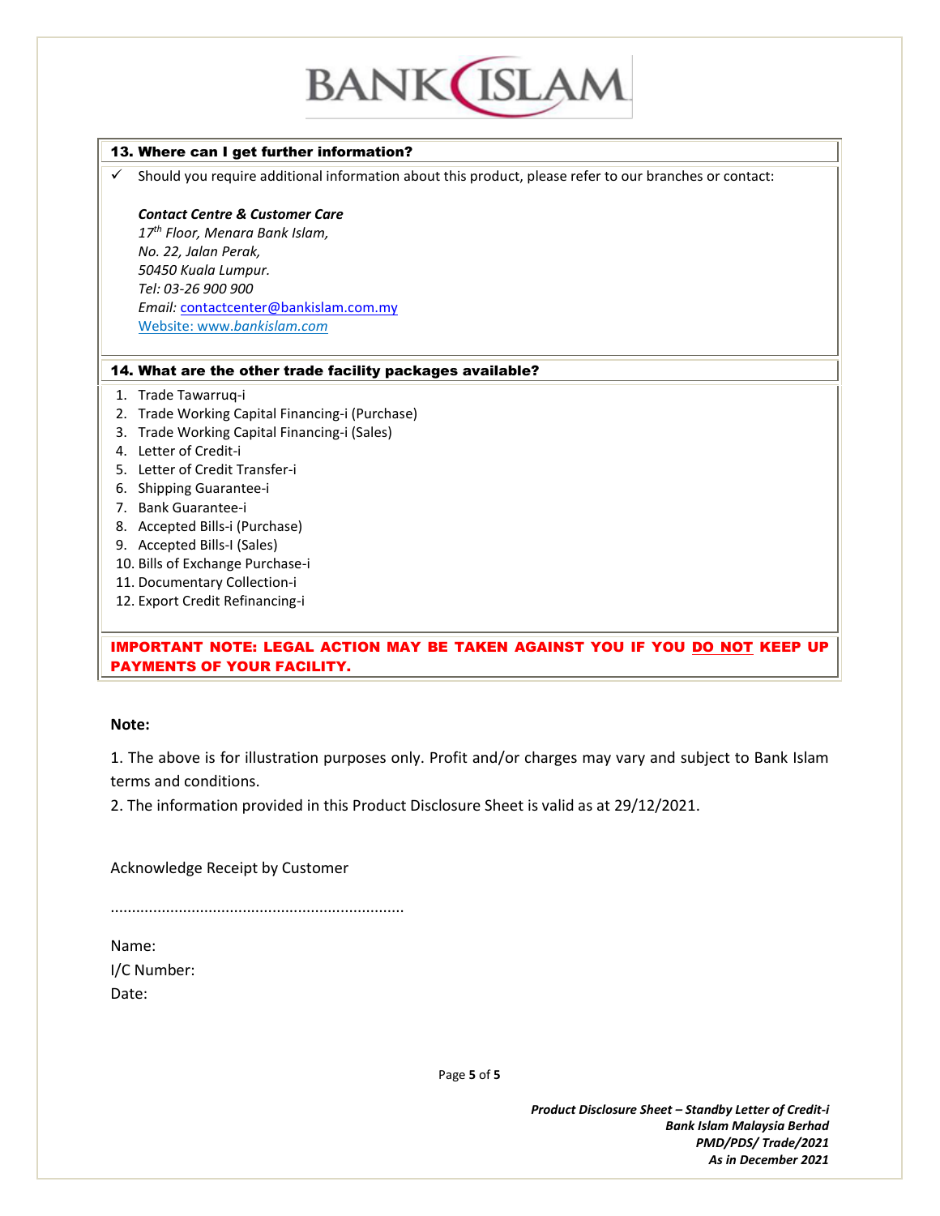## 13. Where can I get further information?

✓ Should you require additional information about this product, please refer to our branches or contact:

***Contact Centre & Customer Care***
*17th Floor, Menara Bank Islam,*
*No. 22, Jalan Perak,*
*50450 Kuala Lumpur.*
*Tel: 03-26 900 900*
*Email:* contactcenter@bankislam.com.my
Website: www.*bankislam.com*

## 14. What are the other trade facility packages available?

1. Trade Tawarruq-i
2. Trade Working Capital Financing-i (Purchase)
3. Trade Working Capital Financing-i (Sales)
4. Letter of Credit-i
5. Letter of Credit Transfer-i
6. Shipping Guarantee-i
7. Bank Guarantee-i
8. Accepted Bills-i (Purchase)
9. Accepted Bills-I (Sales)
10. Bills of Exchange Purchase-i
11. Documentary Collection-i
12. Export Credit Refinancing-i

**IMPORTANT NOTE: LEGAL ACTION MAY BE TAKEN AGAINST YOU IF YOU <u>DO NOT</u> KEEP UP PAYMENTS OF YOUR FACILITY.**

**Note:**

1. The above is for illustration purposes only. Profit and/or charges may vary and subject to Bank Islam terms and conditions.
2. The information provided in this Product Disclosure Sheet is valid as at 29/12/2021.

Acknowledge Receipt by Customer

....................................................................

Name:
I/C Number:
Date:

***Product Disclosure Sheet – Standby Letter of Credit-i***
***Bank Islam Malaysia Berhad***
***PMD/PDS/ Trade/2021***
***As in December 2021***